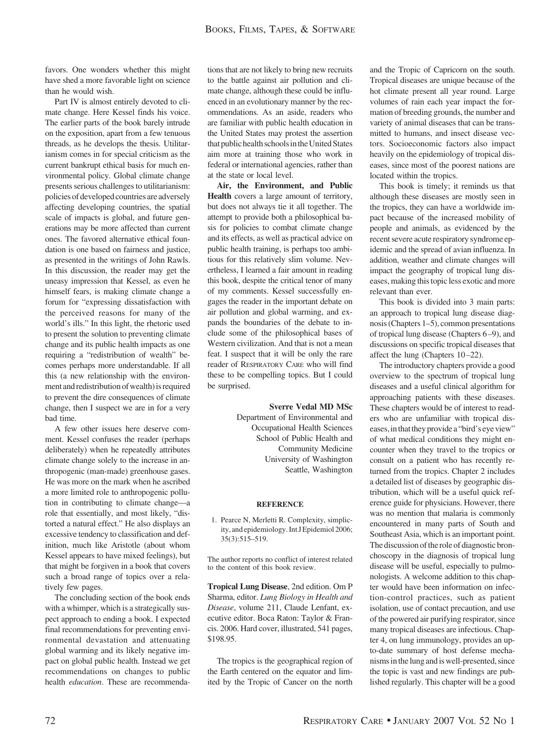favors. One wonders whether this might have shed a more favorable light on science than he would wish.

Part IV is almost entirely devoted to climate change. Here Kessel finds his voice. The earlier parts of the book barely intrude on the exposition, apart from a few tenuous threads, as he develops the thesis. Utilitarianism comes in for special criticism as the current bankrupt ethical basis for much environmental policy. Global climate change presents serious challenges to utilitarianism: policies of developed countries are adversely affecting developing countries, the spatial scale of impacts is global, and future generations may be more affected than current ones. The favored alternative ethical foundation is one based on fairness and justice, as presented in the writings of John Rawls. In this discussion, the reader may get the uneasy impression that Kessel, as even he himself fears, is making climate change a forum for "expressing dissatisfaction with the perceived reasons for many of the world's ills." In this light, the rhetoric used to present the solution to preventing climate change and its public health impacts as one requiring a "redistribution of wealth" becomes perhaps more understandable. If all this (a new relationship with the environment and redistribution of wealth) is required to prevent the dire consequences of climate change, then I suspect we are in for a very bad time.

A few other issues here deserve comment. Kessel confuses the reader (perhaps deliberately) when he repeatedly attributes climate change solely to the increase in anthropogenic (man-made) greenhouse gases. He was more on the mark when he ascribed a more limited role to anthropogenic pollution in contributing to climate change—a role that essentially, and most likely, "distorted a natural effect." He also displays an excessive tendency to classification and definition, much like Aristotle (about whom Kessel appears to have mixed feelings), but that might be forgiven in a book that covers such a broad range of topics over a relatively few pages.

The concluding section of the book ends with a whimper, which is a strategically suspect approach to ending a book. I expected final recommendations for preventing environmental devastation and attenuating global warming and its likely negative impact on global public health. Instead we get recommendations on changes to public health *education*. These are recommendations that are not likely to bring new recruits to the battle against air pollution and climate change, although these could be influenced in an evolutionary manner by the recommendations. As an aside, readers who are familiar with public health education in the United States may protest the assertion that public health schools in the United States aim more at training those who work in federal or international agencies, rather than at the state or local level.

**Air, the Environment, and Public Health** covers a large amount of territory, but does not always tie it all together. The attempt to provide both a philosophical basis for policies to combat climate change and its effects, as well as practical advice on public health training, is perhaps too ambitious for this relatively slim volume. Nevertheless, I learned a fair amount in reading this book, despite the critical tenor of many of my comments. Kessel successfully engages the reader in the important debate on air pollution and global warming, and expands the boundaries of the debate to include some of the philosophical bases of Western civilization. And that is not a mean feat. I suspect that it will be only the rare reader of RESPIRATORY CARE who will find these to be compelling topics. But I could be surprised.

**Sverre Vedal MD MSc**
Department of Environmental and Occupational Health Sciences
School of Public Health and Community Medicine
University of Washington
Seattle, Washington

#### REFERENCE

1. Pearce N, Merletti R. Complexity, simplicity, and epidemiology. Int J Epidemiol 2006; 35(3):515–519.

The author reports no conflict of interest related to the content of this book review.

**Tropical Lung Disease**, 2nd edition. Om P Sharma, editor. *Lung Biology in Health and Disease*, volume 211, Claude Lenfant, executive editor. Boca Raton: Taylor & Francis. 2006. Hard cover, illustrated, 541 pages, $198.95.

The tropics is the geographical region of the Earth centered on the equator and limited by the Tropic of Cancer on the north and the Tropic of Capricorn on the south. Tropical diseases are unique because of the hot climate present all year round. Large volumes of rain each year impact the formation of breeding grounds, the number and variety of animal diseases that can be transmitted to humans, and insect disease vectors. Socioeconomic factors also impact heavily on the epidemiology of tropical diseases, since most of the poorest nations are located within the tropics.

This book is timely; it reminds us that although these diseases are mostly seen in the tropics, they can have a worldwide impact because of the increased mobility of people and animals, as evidenced by the recent severe acute respiratory syndrome epidemic and the spread of avian influenza. In addition, weather and climate changes will impact the geography of tropical lung diseases, making this topic less exotic and more relevant than ever.

This book is divided into 3 main parts: an approach to tropical lung disease diagnosis (Chapters 1–5), common presentations of tropical lung disease (Chapters 6–9), and discussions on specific tropical diseases that affect the lung (Chapters 10–22).

The introductory chapters provide a good overview to the spectrum of tropical lung diseases and a useful clinical algorithm for approaching patients with these diseases. These chapters would be of interest to readers who are unfamiliar with tropical diseases, in that they provide a "bird's eye view" of what medical conditions they might encounter when they travel to the tropics or consult on a patient who has recently returned from the tropics. Chapter 2 includes a detailed list of diseases by geographic distribution, which will be a useful quick reference guide for physicians. However, there was no mention that malaria is commonly encountered in many parts of South and Southeast Asia, which is an important point. The discussion of the role of diagnostic bronchoscopy in the diagnosis of tropical lung disease will be useful, especially to pulmonologists. A welcome addition to this chapter would have been information on infection-control practices, such as patient isolation, use of contact precaution, and use of the powered air purifying respirator, since many tropical diseases are infectious. Chapter 4, on lung immunology, provides an up-to-date summary of host defense mechanisms in the lung and is well-presented, since the topic is vast and new findings are published regularly. This chapter will be a good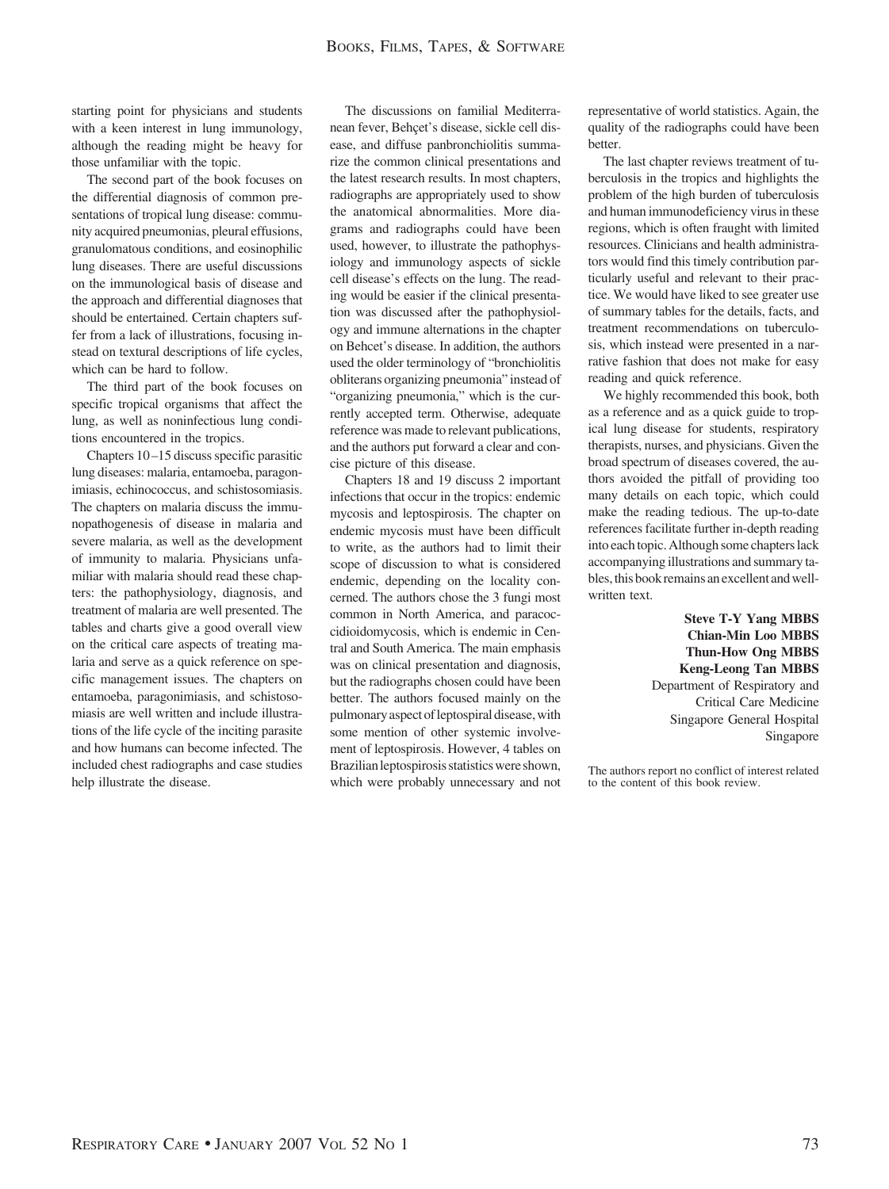starting point for physicians and students with a keen interest in lung immunology, although the reading might be heavy for those unfamiliar with the topic.

The second part of the book focuses on the differential diagnosis of common presentations of tropical lung disease: community acquired pneumonias, pleural effusions, granulomatous conditions, and eosinophilic lung diseases. There are useful discussions on the immunological basis of disease and the approach and differential diagnoses that should be entertained. Certain chapters suffer from a lack of illustrations, focusing instead on textural descriptions of life cycles, which can be hard to follow.

The third part of the book focuses on specific tropical organisms that affect the lung, as well as noninfectious lung conditions encountered in the tropics.

Chapters 10–15 discuss specific parasitic lung diseases: malaria, entamoeba, paragonimiasis, echinococcus, and schistosomiasis. The chapters on malaria discuss the immunopathogenesis of disease in malaria and severe malaria, as well as the development of immunity to malaria. Physicians unfamiliar with malaria should read these chapters: the pathophysiology, diagnosis, and treatment of malaria are well presented. The tables and charts give a good overall view on the critical care aspects of treating malaria and serve as a quick reference on specific management issues. The chapters on entamoeba, paragonimiasis, and schistosomiasis are well written and include illustrations of the life cycle of the inciting parasite and how humans can become infected. The included chest radiographs and case studies help illustrate the disease.

The discussions on familial Mediterranean fever, Behçet's disease, sickle cell disease, and diffuse panbronchiolitis summarize the common clinical presentations and the latest research results. In most chapters, radiographs are appropriately used to show the anatomical abnormalities. More diagrams and radiographs could have been used, however, to illustrate the pathophysiology and immunology aspects of sickle cell disease's effects on the lung. The reading would be easier if the clinical presentation was discussed after the pathophysiology and immune alternations in the chapter on Behcet's disease. In addition, the authors used the older terminology of "bronchiolitis obliterans organizing pneumonia" instead of "organizing pneumonia," which is the currently accepted term. Otherwise, adequate reference was made to relevant publications, and the authors put forward a clear and concise picture of this disease.

Chapters 18 and 19 discuss 2 important infections that occur in the tropics: endemic mycosis and leptospirosis. The chapter on endemic mycosis must have been difficult to write, as the authors had to limit their scope of discussion to what is considered endemic, depending on the locality concerned. The authors chose the 3 fungi most common in North America, and paracoccidioidomycosis, which is endemic in Central and South America. The main emphasis was on clinical presentation and diagnosis, but the radiographs chosen could have been better. The authors focused mainly on the pulmonary aspect of leptospiral disease, with some mention of other systemic involvement of leptospirosis. However, 4 tables on Brazilian leptospirosis statistics were shown, which were probably unnecessary and not representative of world statistics. Again, the quality of the radiographs could have been better.

The last chapter reviews treatment of tuberculosis in the tropics and highlights the problem of the high burden of tuberculosis and human immunodeficiency virus in these regions, which is often fraught with limited resources. Clinicians and health administrators would find this timely contribution particularly useful and relevant to their practice. We would have liked to see greater use of summary tables for the details, facts, and treatment recommendations on tuberculosis, which instead were presented in a narrative fashion that does not make for easy reading and quick reference.

We highly recommended this book, both as a reference and as a quick guide to tropical lung disease for students, respiratory therapists, nurses, and physicians. Given the broad spectrum of diseases covered, the authors avoided the pitfall of providing too many details on each topic, which could make the reading tedious. The up-to-date references facilitate further in-depth reading into each topic. Although some chapters lack accompanying illustrations and summary tables, this book remains an excellent and well-written text.

**Steve T-Y Yang MBBS**
**Chian-Min Loo MBBS**
**Thun-How Ong MBBS**
**Keng-Leong Tan MBBS**
Department of Respiratory and Critical Care Medicine
Singapore General Hospital
Singapore

The authors report no conflict of interest related to the content of this book review.